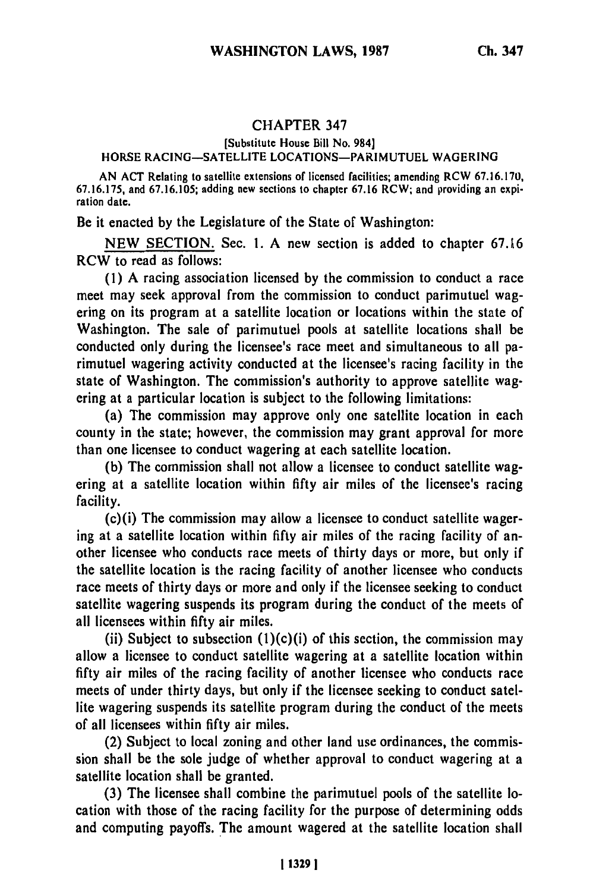## CHAPTER 347

[Substitute House Bill No. 984]

HORSE RACING—SATELLITE LOCATIONS—PARIMUTUEL WAGERING

AN ACT Relating to satellite extensions of licensed facilities; amending RCW 67.16.170, 67.16.175, and 67.16.105; adding new sections to chapter 67.16 RCW; and providing an expiration date.

Be it enacted by the Legislature of the State of Washington:

NEW SECTION. Sec. 1. A new section is added to chapter 67.16 RCW to read as follows:

(1) A racing association licensed by the commission to conduct a race meet may seek approval from the commission to conduct parimutuel wagering on its program at a satellite location or locations within the state of Washington. The sale of parimutuel pools at satellite locations shall be conducted only during the licensee's race meet and simultaneous to all parimutuel wagering activity conducted at the licensee's racing facility in the state of Washington. The commission's authority to approve satellite wagering at a particular location is subject to the following limitations:

(a) The commission may approve only one satellite location in each county in the state; however, the commission may grant approval for more than one licensee to conduct wagering at each satellite location.

(b) The commission shall not allow a licensee to conduct satellite wagering at a satellite location within fifty air miles of the licensee's racing facility.

(c)(i) The commission may allow a licensee to conduct satellite wagering at a satellite location within fifty air miles of the racing facility of another licensee who conducts race meets of thirty days or more, but only if the satellite location is the racing facility of another licensee who conducts race meets of thirty days or more and only if the licensee seeking to conduct satellite wagering suspends its program during the conduct of the meets of all licensees within fifty air miles.

(ii) Subject to subsection (1)(c)(i) of this section, the commission may allow a licensee to conduct satellite wagering at a satellite location within fifty air miles of the racing facility of another licensee who conducts race meets of under thirty days, but only if the licensee seeking to conduct satellite wagering suspends its satellite program during the conduct of the meets of all licensees within fifty air miles.

(2) Subject to local zoning and other land use ordinances, the commission shall be the sole judge of whether approval to conduct wagering at a satellite location shall be granted.

(3) The licensee shall combine the parimutuel pools of the satellite location with those of the racing facility for the purpose of determining odds and computing payoffs. The amount wagered at the satellite location shall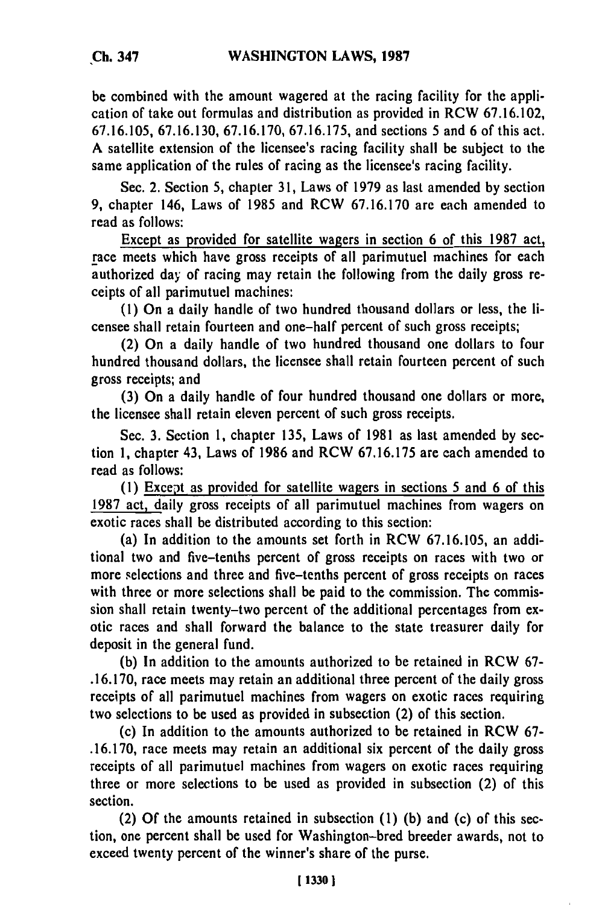be combined with the amount wagered at the racing facility for the application of take out formulas and distribution as provided in RCW 67.16.102, 67.16.105, 67.16.130, 67.16.170, 67.16.175, and sections 5 and 6 of this act. A satellite extension of the licensee's racing facility shall be subject to the same application of the rules of racing as the licensee's racing facility.

Sec. 2. Section 5, chapter 31, Laws of 1979 as last amended by section 9, chapter 146, Laws of 1985 and RCW 67.16.170 are each amended to read as follows:

Except as provided for satellite wagers in section 6 of this 1987 act, race meets which have gross receipts of all parimutuel machines for each authorized day of racing may retain the following from the daily gross receipts of all parimutuel machines:

(1) On a daily handle of two hundred thousand dollars or less, the licensee shall retain fourteen and one-half percent of such gross receipts;

(2) On a daily handle of two hundred thousand one dollars to four hundred thousand dollars, the licensee shall retain fourteen percent of such gross receipts; and

(3) On a daily handle of four hundred thousand one dollars or more, the licensee shall retain eleven percent of such gross receipts.

Sec. 3. Section 1, chapter 135, Laws of 1981 as last amended by section 1, chapter 43, Laws of 1986 and RCW 67.16.175 are each amended to read as follows:

(1) Except as provided for satellite wagers in sections 5 and 6 of this 1987 act, daily gross receipts of all parimutuel machines from wagers on exotic races shall be distributed according to this section:

(a) In addition to the amounts set forth in RCW 67.16.105, an additional two and five-tenths percent of gross receipts on races with two or more selections and three and five-tenths percent of gross receipts on races with three or more selections shall be paid to the commission. The commission shall retain twenty-two percent of the additional percentages from exotic races and shall forward the balance to the state treasurer daily for deposit in the general fund.

(b) In addition to the amounts authorized to be retained in RCW 67-.16.170, race meets may retain an additional three percent of the daily gross receipts of all parimutuel machines from wagers on exotic races requiring two selections to be used as provided in subsection (2) of this section.

(c) In addition to the amounts authorized to be retained in RCW 67-.16.170, race meets may retain an additional six percent of the daily gross receipts of all parimutuel machines from wagers on exotic races requiring three or more selections to be used as provided in subsection (2) of this section.

(2) Of the amounts retained in subsection (1) (b) and (c) of this section, one percent shall be used for Washington-bred breeder awards, not to exceed twenty percent of the winner's share of the purse.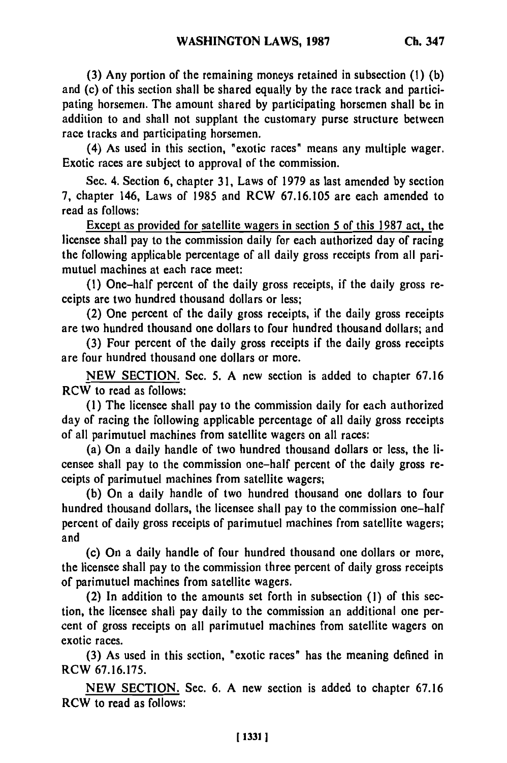(3) Any portion of the remaining moneys retained in subsection (1) (b) and (c) of this section shall be shared equally by the race track and participating horsemen. The amount shared by participating horsemen shall be in addition to and shall not supplant the customary purse structure between race tracks and participating horsemen.

(4) As used in this section, "exotic races" means any multiple wager. Exotic races are subject to approval of the commission.

Sec. 4. Section 6, chapter 31, Laws of 1979 as last amended by section 7, chapter 146, Laws of 1985 and RCW 67.16.105 are each amended to read as follows:

Except as provided for satellite wagers in section 5 of this 1987 act, the licensee shall pay to the commission daily for each authorized day of racing the following applicable percentage of all daily gross receipts from all parimutuel machines at each race meet:

(1) One-half percent of the daily gross receipts, if the daily gross receipts are two hundred thousand dollars or less;

(2) One percent of the daily gross receipts, if the daily gross receipts are two hundred thousand one dollars to four hundred thousand dollars; and

(3) Four percent of the daily gross receipts if the daily gross receipts are four hundred thousand one dollars or more.

NEW SECTION. Sec. 5. A new section is added to chapter 67.16 RCW to read as follows:

(1) The licensee shall pay to the commission daily for each authorized day of racing the following applicable percentage of all daily gross receipts of all parimutuel machines from satellite wagers on all races:

(a) On a daily handle of two hundred thousand dollars or less, the licensee shall pay to the commission one-half percent of the daily gross receipts of parimutuel machines from satellite wagers;

(b) On a daily handle of two hundred thousand one dollars to four hundred thousand dollars, the licensee shall pay to the commission one-half percent of daily gross receipts of parimutuel machines from satellite wagers; and

(c) On a daily handle of four hundred thousand one dollars or more, the licensee shall pay to the commission three percent of daily gross receipts of parimutuel machines from satellite wagers.

(2) In addition to the amounts set forth in subsection (1) of this section, the licensee shall pay daily to the commission an additional one percent of gross receipts on all parimutuel machines from satellite wagers on exotic races.

(3) As used in this section, "exotic races" has the meaning defined in RCW 67.16.175.

NEW SECTION. Sec. 6. A new section is added to chapter 67.16 RCW to read as follows: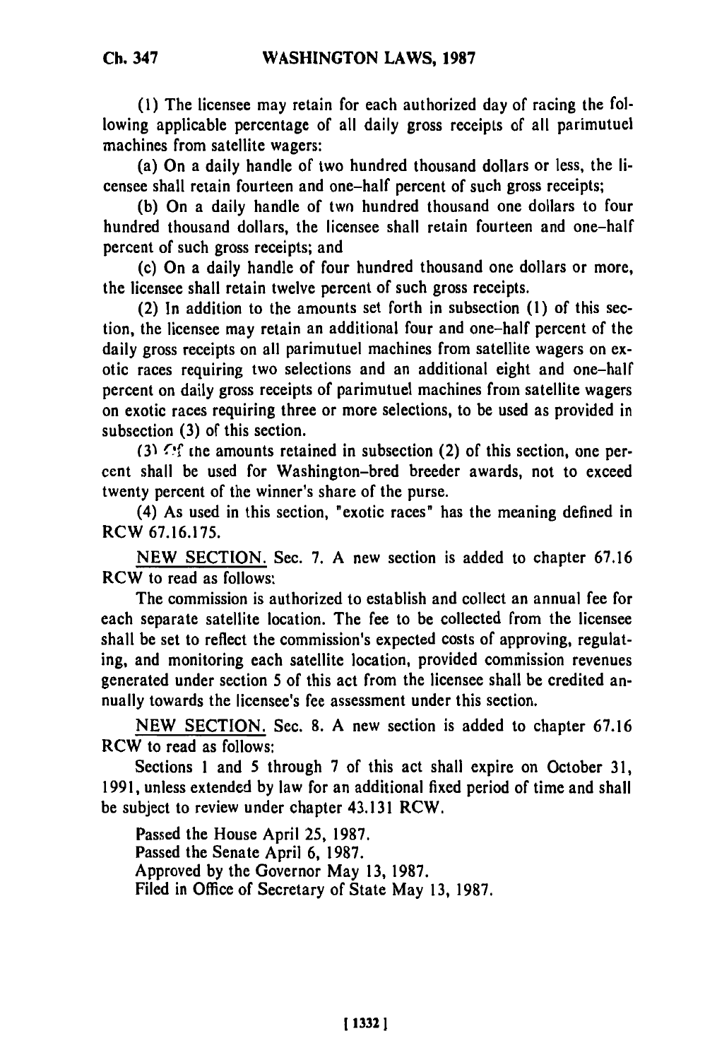(1) The licensee may retain for each authorized day of racing the following applicable percentage of all daily gross receipts of all parimutuel machines from satellite wagers:

(a) On a daily handle of two hundred thousand dollars or less, the licensee shall retain fourteen and one-half percent of such gross receipts;

(b) On a daily handle of two hundred thousand one dollars to four hundred thousand dollars, the licensee shall retain fourteen and one-half percent of such gross receipts; and

(c) On a daily handle of four hundred thousand one dollars or more, the licensee shall retain twelve percent of such gross receipts.

(2) In addition to the amounts set forth in subsection (1) of this section, the licensee may retain an additional four and one-half percent of the daily gross receipts on all parimutuel machines from satellite wagers on exotic races requiring two selections and an additional eight and one-half percent on daily gross receipts of parimutuel machines from satellite wagers on exotic races requiring three or more selections, to be used as provided in subsection (3) of this section.

(3) Of the amounts retained in subsection (2) of this section, one percent shall be used for Washington-bred breeder awards, not to exceed twenty percent of the winner's share of the purse.

(4) As used in this section, "exotic races" has the meaning defined in RCW 67.16.175.

NEW SECTION. Sec. 7. A new section is added to chapter 67.16 RCW to read as follows:

The commission is authorized to establish and collect an annual fee for each separate satellite location. The fee to be collected from the licensee shall be set to reflect the commission's expected costs of approving, regulating, and monitoring each satellite location, provided commission revenues generated under section 5 of this act from the licensee shall be credited annually towards the licensee's fee assessment under this section.

NEW SECTION. Sec. 8. A new section is added to chapter 67.16 RCW to read as follows:

Sections 1 and 5 through 7 of this act shall expire on October 31, 1991, unless extended by law for an additional fixed period of time and shall be subject to review under chapter 43.131 RCW.

Passed the House April 25, 1987.
Passed the Senate April 6, 1987.
Approved by the Governor May 13, 1987.
Filed in Office of Secretary of State May 13, 1987.